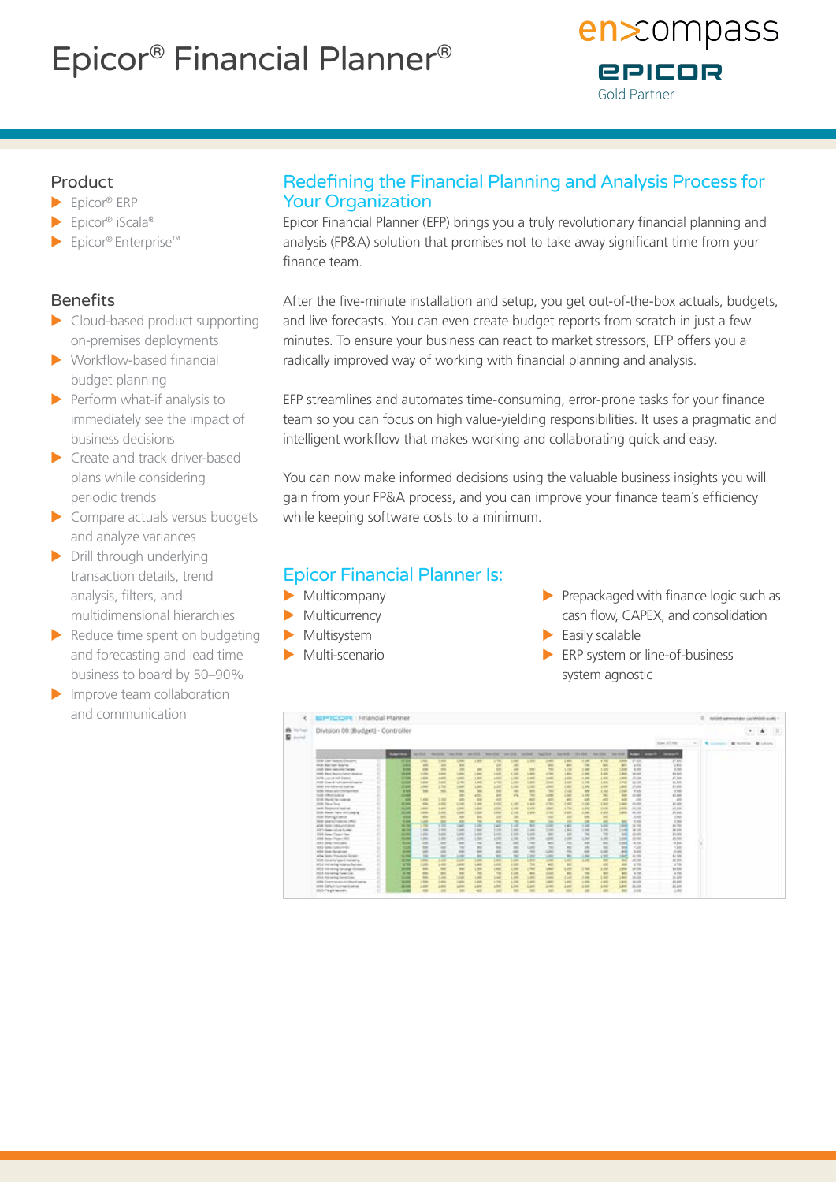# Epicor® Financial Planner®

encompass
EPICOR
Gold Partner

## Product

- Epicor® ERP
- Epicor® iScala®
- Epicor® Enterprise™

## Benefits

- Cloud-based product supporting on-premises deployments
- Workflow-based financial budget planning
- Perform what-if analysis to immediately see the impact of business decisions
- Create and track driver-based plans while considering periodic trends
- Compare actuals versus budgets and analyze variances
- Drill through underlying transaction details, trend analysis, filters, and multidimensional hierarchies
- Reduce time spent on budgeting and forecasting and lead time business to board by 50–90%
- Improve team collaboration and communication

## Redefining the Financial Planning and Analysis Process for Your Organization

Epicor Financial Planner (EFP) brings you a truly revolutionary financial planning and analysis (FP&A) solution that promises not to take away significant time from your finance team.

After the five-minute installation and setup, you get out-of-the-box actuals, budgets, and live forecasts. You can even create budget reports from scratch in just a few minutes. To ensure your business can react to market stressors, EFP offers you a radically improved way of working with financial planning and analysis.

EFP streamlines and automates time-consuming, error-prone tasks for your finance team so you can focus on high value-yielding responsibilities. It uses a pragmatic and intelligent workflow that makes working and collaborating quick and easy.

You can now make informed decisions using the valuable business insights you will gain from your FP&A process, and you can improve your finance team's efficiency while keeping software costs to a minimum.

## Epicor Financial Planner Is:

- Multicompany
- Multicurrency
- Multisystem
- Multi-scenario
- Prepackaged with finance logic such as cash flow, CAPEX, and consolidation
- Easily scalable
- ERP system or line-of-business system agnostic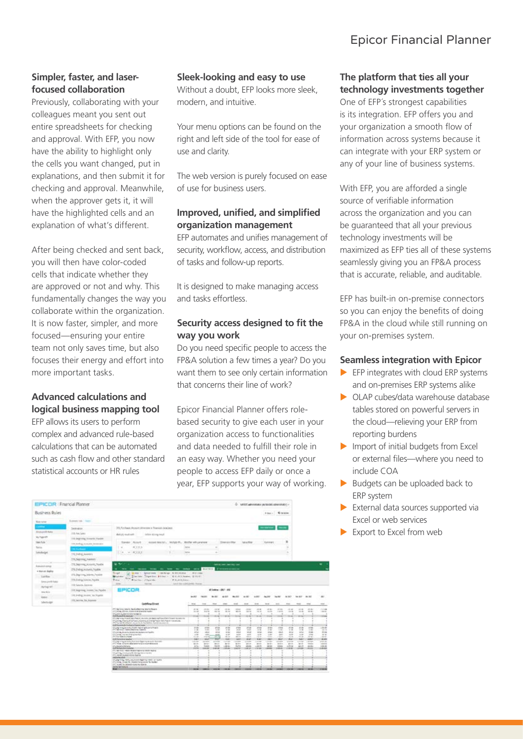## Simpler, faster, and laser-focused collaboration

Previously, collaborating with your colleagues meant you sent out entire spreadsheets for checking and approval. With EFP, you now have the ability to highlight only the cells you want changed, put in explanations, and then submit it for checking and approval. Meanwhile, when the approver gets it, it will have the highlighted cells and an explanation of what's different.

After being checked and sent back, you will then have color-coded cells that indicate whether they are approved or not and why. This fundamentally changes the way you collaborate within the organization. It is now faster, simpler, and more focused—ensuring your entire team not only saves time, but also focuses their energy and effort into more important tasks.

## Advanced calculations and logical business mapping tool

EFP allows its users to perform complex and advanced rule-based calculations that can be automated such as cash flow and other standard statistical accounts or HR rules

## Sleek-looking and easy to use

Without a doubt, EFP looks more sleek, modern, and intuitive.

Your menu options can be found on the right and left side of the tool for ease of use and clarity.

The web version is purely focused on ease of use for business users.

## Improved, unified, and simplified organization management

EFP automates and unifies management of security, workflow, access, and distribution of tasks and follow-up reports.

It is designed to make managing access and tasks effortless.

## Security access designed to fit the way you work

Do you need specific people to access the FP&A solution a few times a year? Do you want them to see only certain information that concerns their line of work?

Epicor Financial Planner offers role-based security to give each user in your organization access to functionalities and data needed to fulfill their role in an easy way. Whether you need your people to access EFP daily or once a year, EFP supports your way of working.

## The platform that ties all your technology investments together

One of EFP´s strongest capabilities is its integration. EFP offers you and your organization a smooth flow of information across systems because it can integrate with your ERP system or any of your line of business systems.

With EFP, you are afforded a single source of verifiable information across the organization and you can be guaranteed that all your previous technology investments will be maximized as EFP ties all of these systems seamlessly giving you an FP&A process that is accurate, reliable, and auditable.

EFP has built-in on-premise connectors so you can enjoy the benefits of doing FP&A in the cloud while still running on your on-premises system.

## Seamless integration with Epicor

- EFP integrates with cloud ERP systems and on-premises ERP systems alike
- OLAP cubes/data warehouse database tables stored on powerful servers in the cloud—relieving your ERP from reporting burdens
- Import of initial budgets from Excel or external files—where you need to include COA
- Budgets can be uploaded back to ERP system
- External data sources supported via Excel or web services
- Export to Excel from web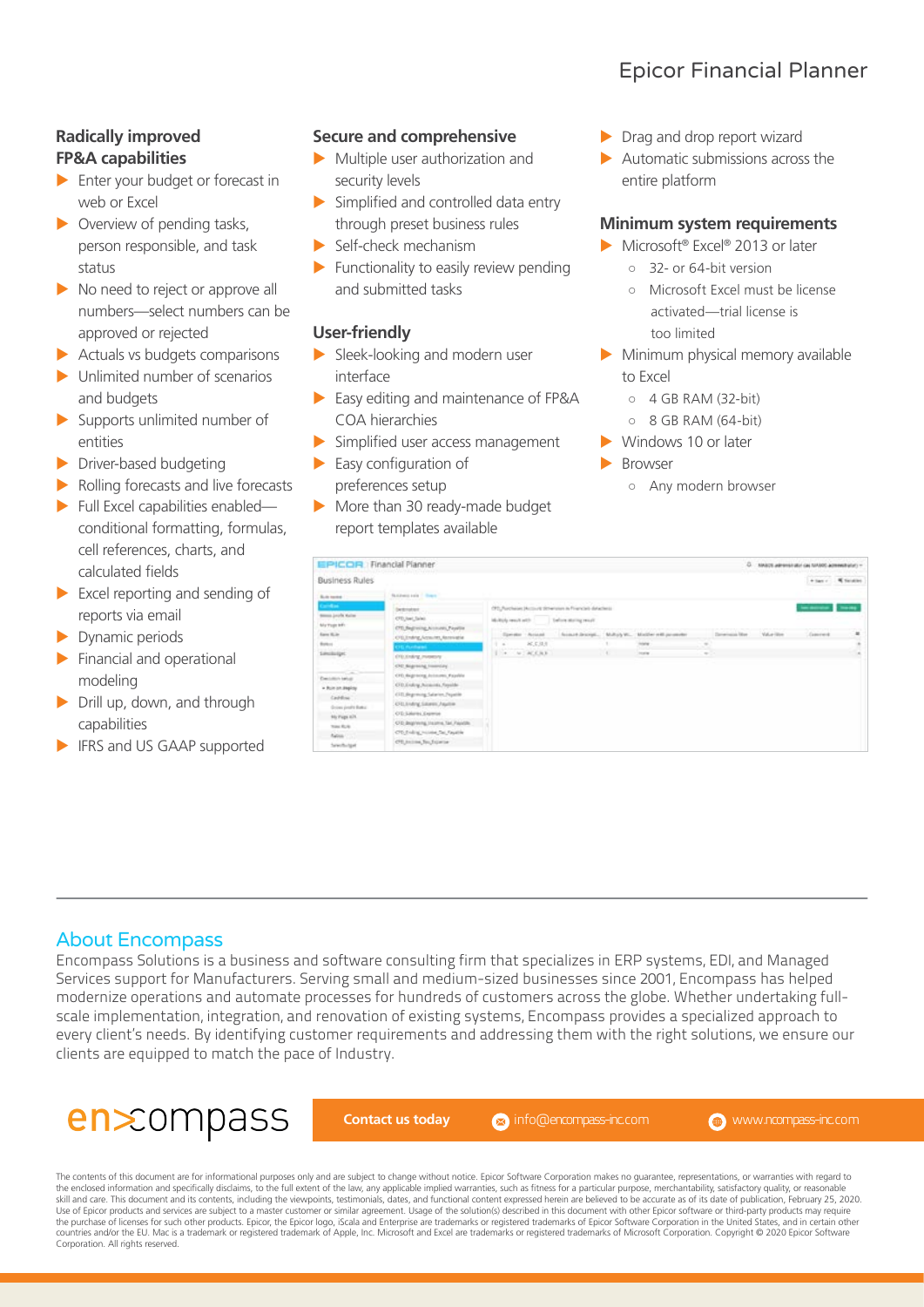# Epicor Financial Planner

### Radically improved FP&A capabilities

- Enter your budget or forecast in web or Excel
- Overview of pending tasks, person responsible, and task status
- No need to reject or approve all numbers—select numbers can be approved or rejected
- Actuals vs budgets comparisons
- Unlimited number of scenarios and budgets
- Supports unlimited number of entities
- Driver-based budgeting
- Rolling forecasts and live forecasts
- Full Excel capabilities enabled—conditional formatting, formulas, cell references, charts, and calculated fields
- Excel reporting and sending of reports via email
- Dynamic periods
- Financial and operational modeling
- Drill up, down, and through capabilities
- IFRS and US GAAP supported

### Secure and comprehensive

- Multiple user authorization and security levels
- Simplified and controlled data entry through preset business rules
- Self-check mechanism
- Functionality to easily review pending and submitted tasks

### User-friendly

- Sleek-looking and modern user interface
- Easy editing and maintenance of FP&A COA hierarchies
- Simplified user access management
- Easy configuration of preferences setup
- More than 30 ready-made budget report templates available
- Drag and drop report wizard
- Automatic submissions across the entire platform

### Minimum system requirements

- Microsoft® Excel® 2013 or later
  - 32- or 64-bit version
  - Microsoft Excel must be license activated—trial license is too limited
- Minimum physical memory available to Excel
  - 4 GB RAM (32-bit)
  - 8 GB RAM (64-bit)
- Windows 10 or later
- Browser
  - Any modern browser

## About Encompass

Encompass Solutions is a business and software consulting firm that specializes in ERP systems, EDI, and Managed Services support for Manufacturers. Serving small and medium-sized businesses since 2001, Encompass has helped modernize operations and automate processes for hundreds of customers across the globe. Whether undertaking full-scale implementation, integration, and renovation of existing systems, Encompass provides a specialized approach to every client's needs. By identifying customer requirements and addressing them with the right solutions, we ensure our clients are equipped to match the pace of Industry.

encompass

**Contact us today** info@encompass-inc.com www.ncompass-inc.com

The contents of this document are for informational purposes only and are subject to change without notice. Epicor Software Corporation makes no guarantee, representations, or warranties with regard to the enclosed information and specifically disclaims, to the full extent of the law, any applicable implied warranties, such as fitness for a particular purpose, merchantability, satisfactory quality, or reasonable skill and care. This document and its contents, including the viewpoints, testimonials, dates, and functional content expressed herein are believed to be accurate as of its date of publication, February 25, 2020. Use of Epicor products and services are subject to a master customer or similar agreement. Usage of the solution(s) described in this document with other Epicor software or third-party products may require the purchase of licenses for such other products. Epicor, the Epicor logo, iScala and Enterprise are trademarks or registered trademarks of Epicor Software Corporation in the United States, and in certain other countries and/or the EU. Mac is a trademark or registered trademark of Apple, Inc. Microsoft and Excel are trademarks or registered trademarks of Microsoft Corporation. Copyright © 2020 Epicor Software Corporation. All rights reserved.